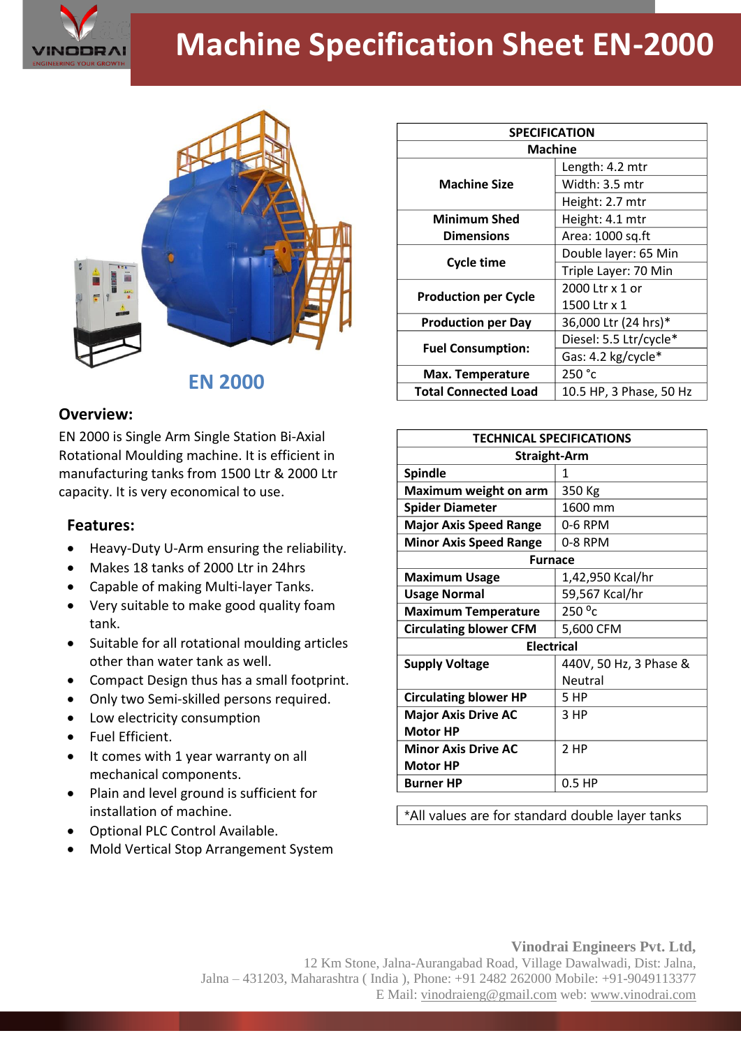# Machine Specification Sheet EN-2000

## EN 2000

### Overview:

EN 2000 is Single Arm Single Station Bi-Axial Rotational Moulding machine. It is efficient in manufacturing tanks from 1500 Ltr & 2000 Ltr capacity. It is very economical to use.

### Features:

- Heavy-Duty U-Arm ensuring the reliability.
- Makes 18 tanks of 2000 Ltr in 24hrs
- Capable of making Multi-layer Tanks.
- Very suitable to make good quality foam tank.
- Suitable for all rotational moulding articles other than water tank as well.
- Compact Design thus has a small footprint.
- Only two Semi-skilled persons required.
- Low electricity consumption
- Fuel Efficient.
- It comes with 1 year warranty on all mechanical components.
- Plain and level ground is sufficient for installation of machine.
- Optional PLC Control Available.
- Mold Vertical Stop Arrangement System

| SPECIFICATION | |
|---|---|
| **Machine** | |
| **Machine Size** | Length: 4.2 mtr |
| | Width: 3.5 mtr |
| | Height: 2.7 mtr |
| **Minimum Shed Dimensions** | Height: 4.1 mtr |
| | Area: 1000 sq.ft |
| **Cycle time** | Double layer: 65 Min |
| | Triple Layer: 70 Min |
| **Production per Cycle** | 2000 Ltr x 1 or 1500 Ltr x 1 |
| **Production per Day** | 36,000 Ltr (24 hrs)* |
| **Fuel Consumption:** | Diesel: 5.5 Ltr/cycle* |
| | Gas: 4.2 kg/cycle* |
| **Max. Temperature** | 250 °c |
| **Total Connected Load** | 10.5 HP, 3 Phase, 50 Hz |

| TECHNICAL SPECIFICATIONS | |
|---|---|
| **Straight-Arm** | |
| **Spindle** | 1 |
| **Maximum weight on arm** | 350 Kg |
| **Spider Diameter** | 1600 mm |
| **Major Axis Speed Range** | 0-6 RPM |
| **Minor Axis Speed Range** | 0-8 RPM |
| **Furnace** | |
| **Maximum Usage** | 1,42,950 Kcal/hr |
| **Usage Normal** | 59,567 Kcal/hr |
| **Maximum Temperature** | 250 °c |
| **Circulating blower CFM** | 5,600 CFM |
| **Electrical** | |
| **Supply Voltage** | 440V, 50 Hz, 3 Phase & Neutral |
| **Circulating blower HP** | 5 HP |
| **Major Axis Drive AC Motor HP** | 3 HP |
| **Minor Axis Drive AC Motor HP** | 2 HP |
| **Burner HP** | 0.5 HP |

*All values are for standard double layer tanks

**Vinodrai Engineers Pvt. Ltd,**
12 Km Stone, Jalna-Aurangabad Road, Village Dawalwadi, Dist: Jalna,
Jalna – 431203, Maharashtra ( India ), Phone: +91 2482 262000 Mobile: +91-9049113377
E Mail: vinodraieng@gmail.com web: www.vinodrai.com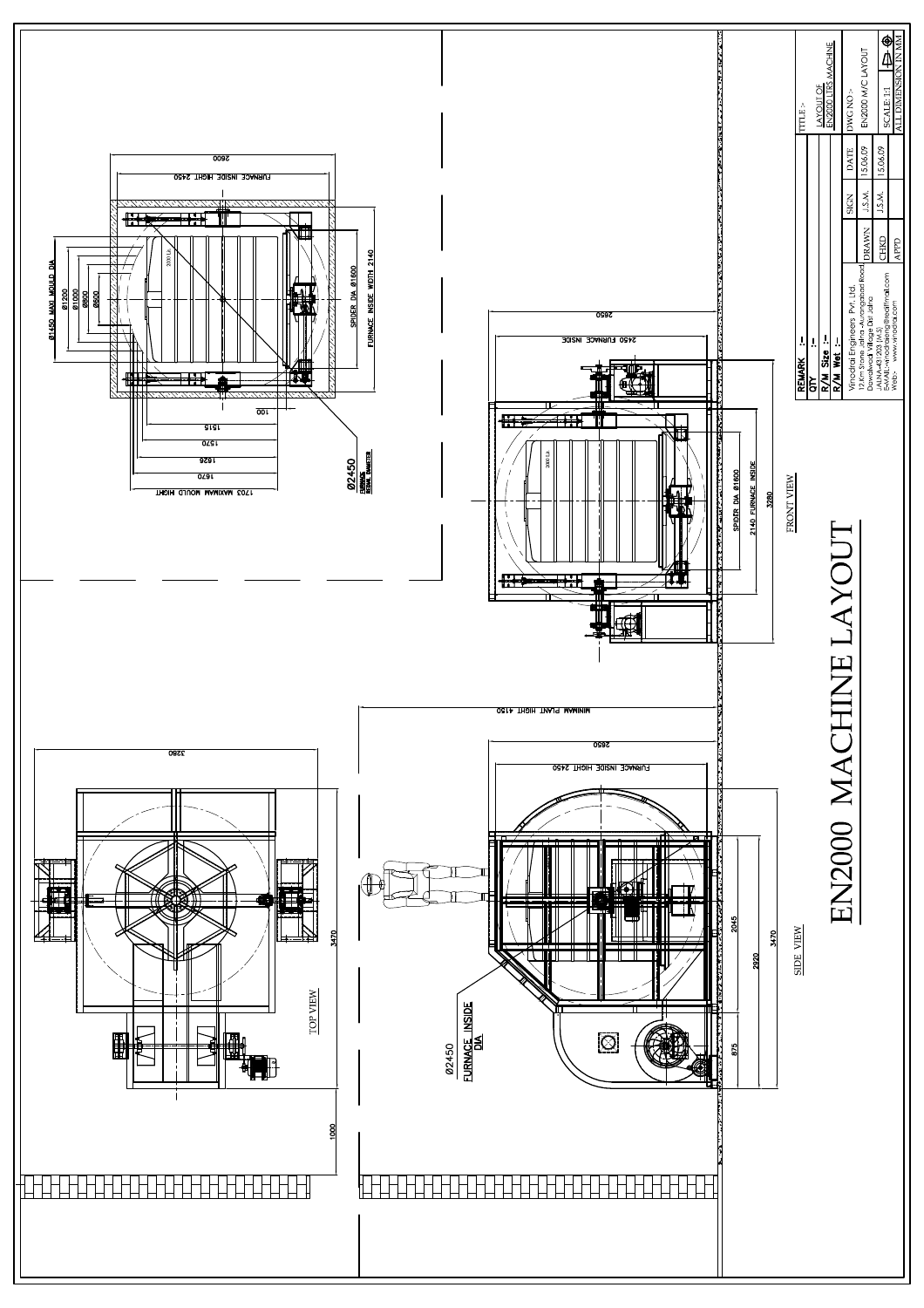# EN2000 MACHINE LAYOUT

TOP VIEW

3280

3470

1000

SIDE VIEW

MINIMAM PLANT HIGHT 4150

2850

FURNACE INSIDE HIGHT 2450

Ø2450

FURNACE INSIDE DIA

2045

2920

3470

875

FRONT VIEW

2850

2450 FURNACE INSIDE

SPIDER DIA Ø1600

2140 FURNACE INSIDE

3280

2600

FURNACE INSIDE HIGHT 2450

Ø1450 MAXI MOULD DIA

Ø1200

Ø1000

Ø900

Ø800

SPIDER DIA Ø1600

FURNACE INSIDE WIDTH 2140

100

1515

1570

1626

1670

1703 MAXIMAM MOULD HIGHT

Ø2450

FURNACE REAL DIAMETER

| | | | |
|---|---|---|---|
| TITLE :- LAYOUT OF EN2000 LTRS MACHINE | | | |
| DWG NO :- EN2000 M/C LAYOUT | | | |
| SCALE 1:1 | | | |
| ALL DIMENSION IN MM | | | |
| | SIGN | DATE | |
| DRAWN | J.S.M. | 15.06.09 | |
| CHKD | J.S.M. | 15.06.09 | |
| APPD | | | |

Vinodrai Engineers Pvt. Ltd.
12 Km Stone Jalna -Aurangabad Road
Dawalwadi Village Dist Jalna
JALNA-431203 (M.S)
E-MAIL:-vinodraieng@rediffmail.com
Web:- www.vinodrai.com

REMARK :-
QTY :-
R/M Size :-
R/M Wet :-